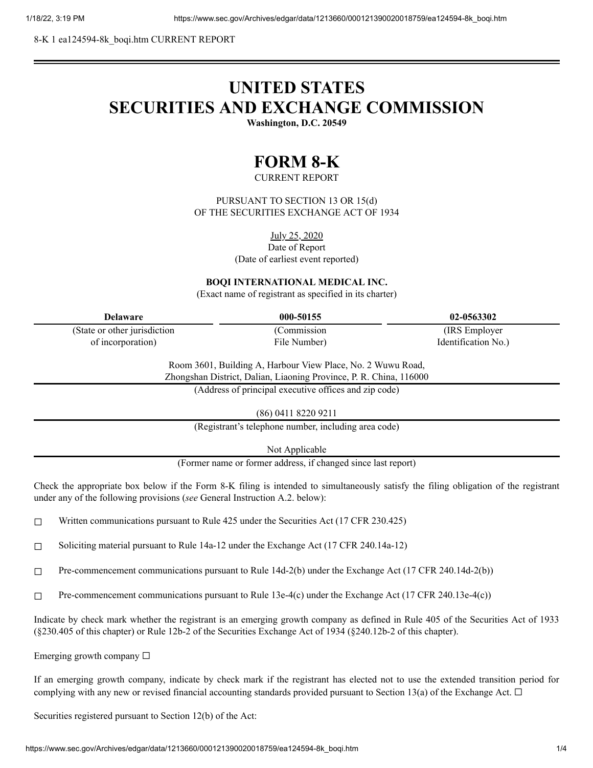8-K 1 ea124594-8k_boqi.htm CURRENT REPORT

# UNITED STATES
# SECURITIES AND EXCHANGE COMMISSION

**Washington, D.C. 20549**

# FORM 8-K

CURRENT REPORT

PURSUANT TO SECTION 13 OR 15(d)
OF THE SECURITIES EXCHANGE ACT OF 1934

July 25, 2020
Date of Report
(Date of earliest event reported)

**BOQI INTERNATIONAL MEDICAL INC.**
(Exact name of registrant as specified in its charter)

| **Delaware** | **000-50155** | **02-0563302** |
|---|---|---|
| (State or other jurisdiction of incorporation) | (Commission File Number) | (IRS Employer Identification No.) |

Room 3601, Building A, Harbour View Place, No. 2 Wuwu Road,
Zhongshan District, Dalian, Liaoning Province, P. R. China, 116000
(Address of principal executive offices and zip code)

(86) 0411 8220 9211
(Registrant's telephone number, including area code)

Not Applicable
(Former name or former address, if changed since last report)

Check the appropriate box below if the Form 8-K filing is intended to simultaneously satisfy the filing obligation of the registrant under any of the following provisions (*see* General Instruction A.2. below):

☐ Written communications pursuant to Rule 425 under the Securities Act (17 CFR 230.425)

☐ Soliciting material pursuant to Rule 14a-12 under the Exchange Act (17 CFR 240.14a-12)

☐ Pre-commencement communications pursuant to Rule 14d-2(b) under the Exchange Act (17 CFR 240.14d-2(b))

☐ Pre-commencement communications pursuant to Rule 13e-4(c) under the Exchange Act (17 CFR 240.13e-4(c))

Indicate by check mark whether the registrant is an emerging growth company as defined in Rule 405 of the Securities Act of 1933 (§230.405 of this chapter) or Rule 12b-2 of the Securities Exchange Act of 1934 (§240.12b-2 of this chapter).

Emerging growth company ☐

If an emerging growth company, indicate by check mark if the registrant has elected not to use the extended transition period for complying with any new or revised financial accounting standards provided pursuant to Section 13(a) of the Exchange Act. ☐

Securities registered pursuant to Section 12(b) of the Act: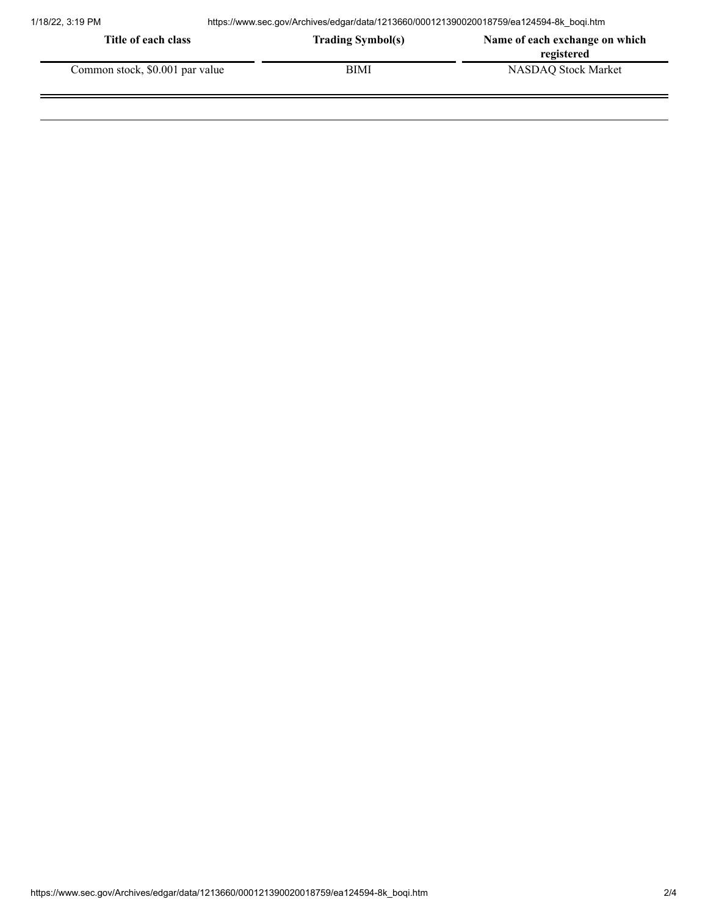| Title of each class | Trading Symbol(s) | Name of each exchange on which registered |
| --- | --- | --- |
| Common stock, $0.001 par value | BIMI | NASDAQ Stock Market |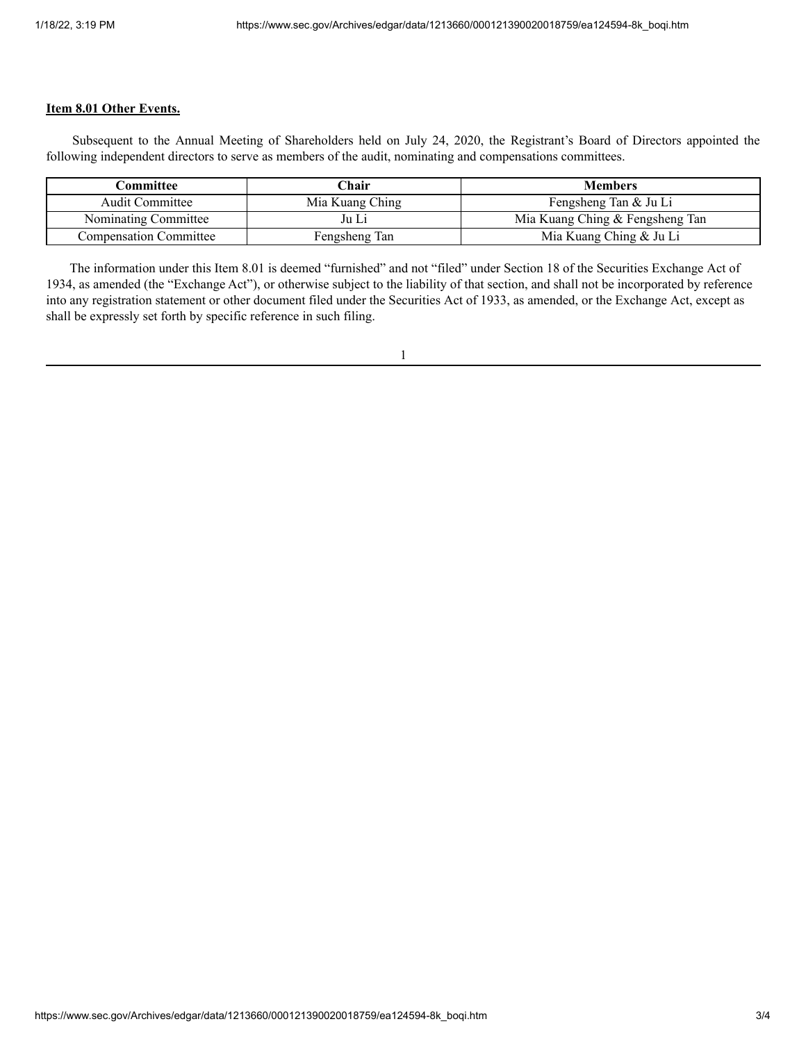**Item 8.01 Other Events.**

Subsequent to the Annual Meeting of Shareholders held on July 24, 2020, the Registrant's Board of Directors appointed the following independent directors to serve as members of the audit, nominating and compensations committees.

| Committee | Chair | Members |
| --- | --- | --- |
| Audit Committee | Mia Kuang Ching | Fengsheng Tan & Ju Li |
| Nominating Committee | Ju Li | Mia Kuang Ching & Fengsheng Tan |
| Compensation Committee | Fengsheng Tan | Mia Kuang Ching & Ju Li |

The information under this Item 8.01 is deemed "furnished" and not "filed" under Section 18 of the Securities Exchange Act of 1934, as amended (the "Exchange Act"), or otherwise subject to the liability of that section, and shall not be incorporated by reference into any registration statement or other document filed under the Securities Act of 1933, as amended, or the Exchange Act, except as shall be expressly set forth by specific reference in such filing.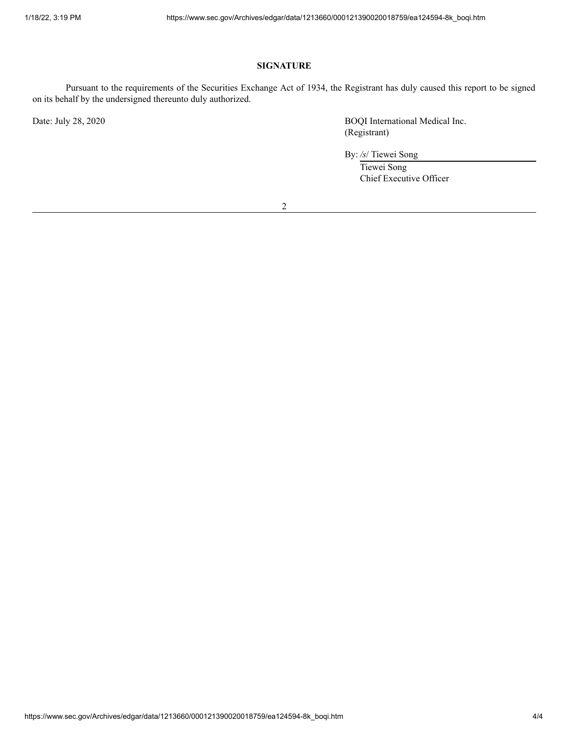**SIGNATURE**

Pursuant to the requirements of the Securities Exchange Act of 1934, the Registrant has duly caused this report to be signed on its behalf by the undersigned thereunto duly authorized.

Date: July 28, 2020

BOQI International Medical Inc.
(Registrant)

By: /s/ Tiewei Song
Tiewei Song
Chief Executive Officer